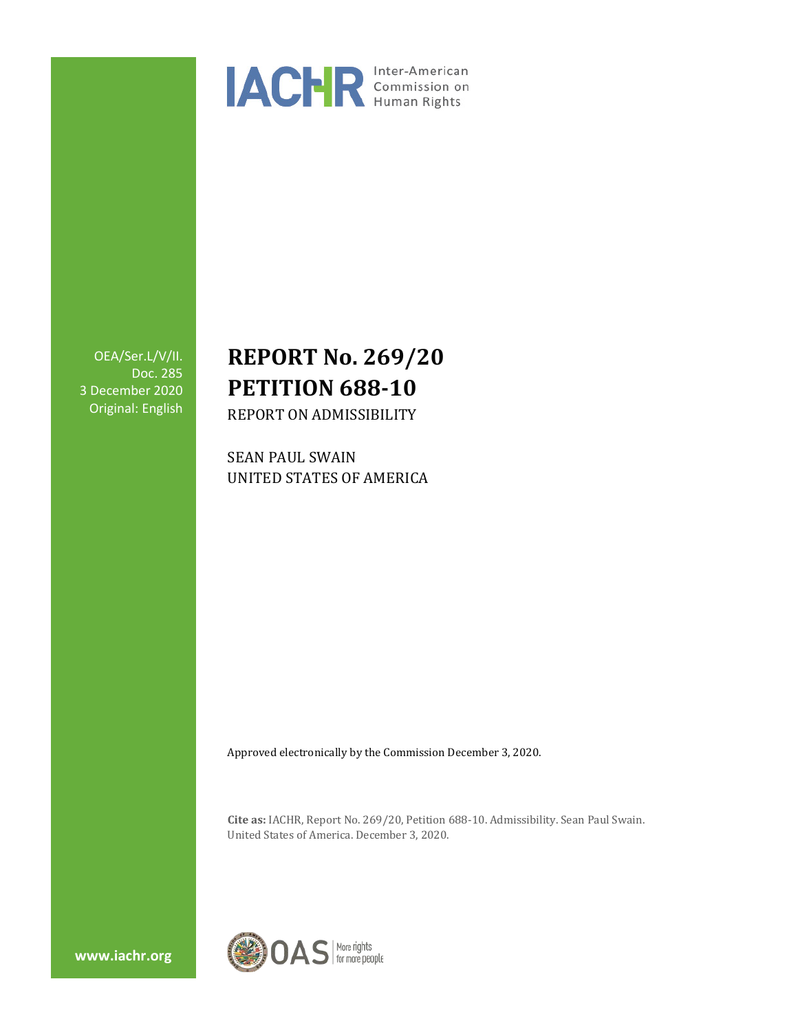IACHR Inter-American Commission on Human Rights

OEA/Ser.L/V/II.
Doc. 285
3 December 2020
Original: English

# REPORT No. 269/20
# PETITION 688-10

REPORT ON ADMISSIBILITY

SEAN PAUL SWAIN
UNITED STATES OF AMERICA

Approved electronically by the Commission December 3, 2020.

**Cite as:** IACHR, Report No. 269/20, Petition 688-10. Admissibility. Sean Paul Swain. United States of America. December 3, 2020.

www.iachr.org

OAS More rights for more people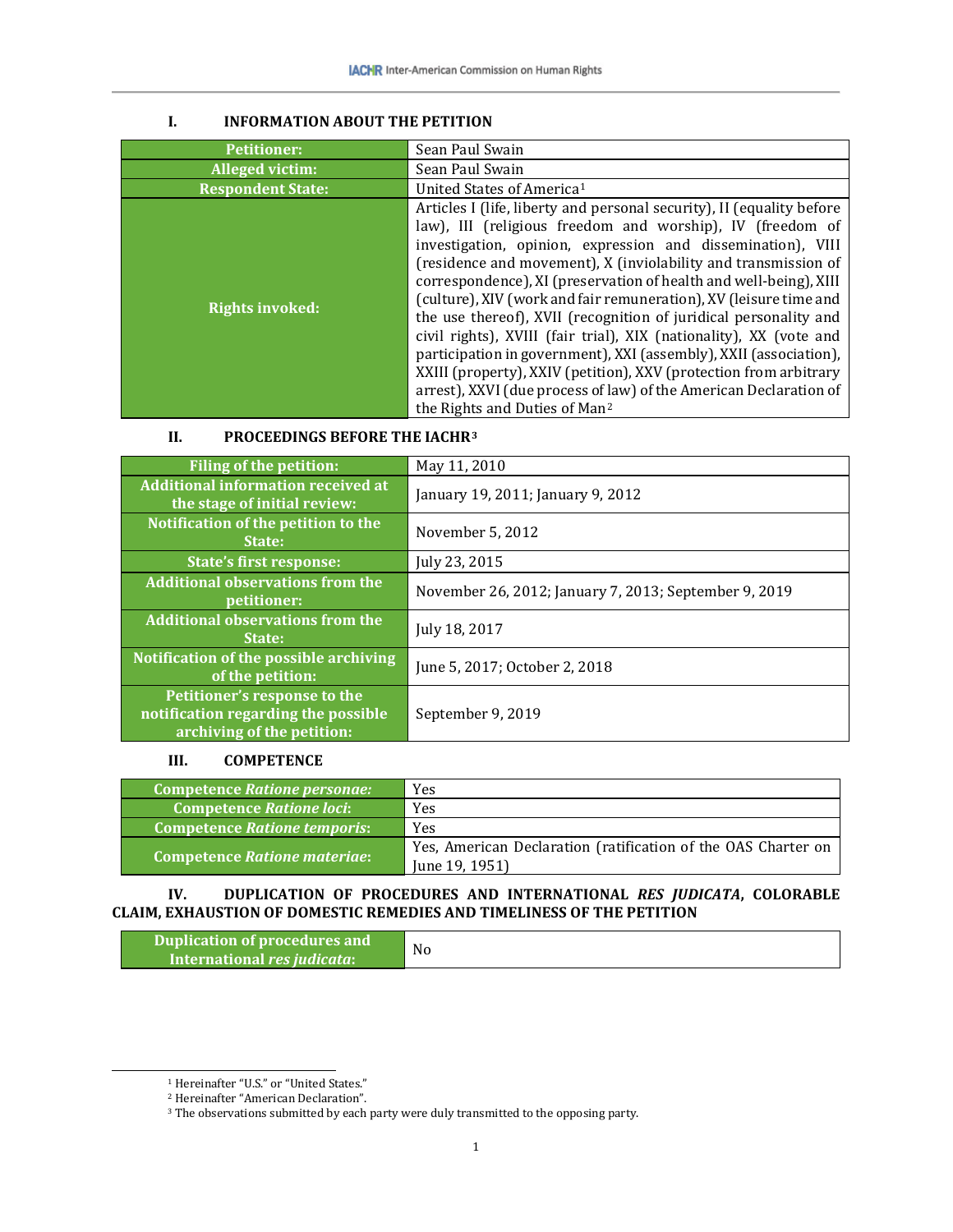## I. INFORMATION ABOUT THE PETITION

| | |
|---|---|
| **Petitioner:** | Sean Paul Swain |
| **Alleged victim:** | Sean Paul Swain |
| **Respondent State:** | United States of America[1] |
| **Rights invoked:** | Articles I (life, liberty and personal security), II (equality before law), III (religious freedom and worship), IV (freedom of investigation, opinion, expression and dissemination), VIII (residence and movement), X (inviolability and transmission of correspondence), XI (preservation of health and well-being), XIII (culture), XIV (work and fair remuneration), XV (leisure time and the use thereof), XVII (recognition of juridical personality and civil rights), XVIII (fair trial), XIX (nationality), XX (vote and participation in government), XXI (assembly), XXII (association), XXIII (property), XXIV (petition), XXV (protection from arbitrary arrest), XXVI (due process of law) of the American Declaration of the Rights and Duties of Man[2] |

## II. PROCEEDINGS BEFORE THE IACHR[3]

| | |
|---|---|
| **Filing of the petition:** | May 11, 2010 |
| **Additional information received at the stage of initial review:** | January 19, 2011; January 9, 2012 |
| **Notification of the petition to the State:** | November 5, 2012 |
| **State's first response:** | July 23, 2015 |
| **Additional observations from the petitioner:** | November 26, 2012; January 7, 2013; September 9, 2019 |
| **Additional observations from the State:** | July 18, 2017 |
| **Notification of the possible archiving of the petition:** | June 5, 2017; October 2, 2018 |
| **Petitioner's response to the notification regarding the possible archiving of the petition:** | September 9, 2019 |

## III. COMPETENCE

| | |
|---|---|
| **Competence *Ratione personae*:** | Yes |
| **Competence *Ratione loci*:** | Yes |
| **Competence *Ratione temporis*:** | Yes |
| **Competence *Ratione materiae*:** | Yes, American Declaration (ratification of the OAS Charter on June 19, 1951) |

## IV. DUPLICATION OF PROCEDURES AND INTERNATIONAL *RES JUDICATA*, COLORABLE CLAIM, EXHAUSTION OF DOMESTIC REMEDIES AND TIMELINESS OF THE PETITION

| | |
|---|---|
| **Duplication of procedures and International *res judicata*:** | No |

---

[1] Hereinafter "U.S." or "United States."

[2] Hereinafter "American Declaration".

[3] The observations submitted by each party were duly transmitted to the opposing party.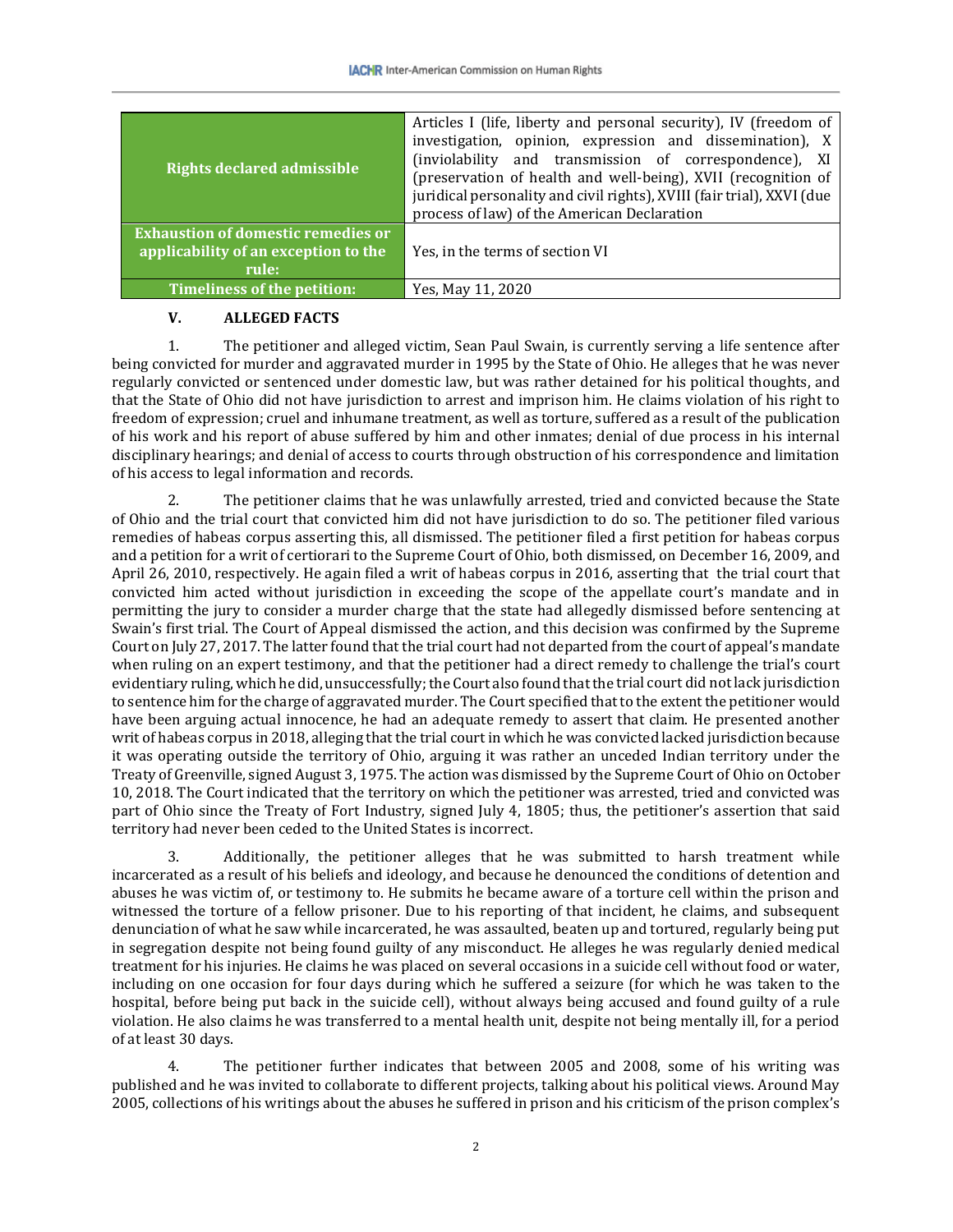| Rights declared admissible | Articles I (life, liberty and personal security), IV (freedom of investigation, opinion, expression and dissemination), X (inviolability and transmission of correspondence), XI (preservation of health and well-being), XVII (recognition of juridical personality and civil rights), XVIII (fair trial), XXVI (due process of law) of the American Declaration |
|---|---|
| Exhaustion of domestic remedies or applicability of an exception to the rule: | Yes, in the terms of section VI |
| Timeliness of the petition: | Yes, May 11, 2020 |

## V. ALLEGED FACTS

1. The petitioner and alleged victim, Sean Paul Swain, is currently serving a life sentence after being convicted for murder and aggravated murder in 1995 by the State of Ohio. He alleges that he was never regularly convicted or sentenced under domestic law, but was rather detained for his political thoughts, and that the State of Ohio did not have jurisdiction to arrest and imprison him. He claims violation of his right to freedom of expression; cruel and inhumane treatment, as well as torture, suffered as a result of the publication of his work and his report of abuse suffered by him and other inmates; denial of due process in his internal disciplinary hearings; and denial of access to courts through obstruction of his correspondence and limitation of his access to legal information and records.

2. The petitioner claims that he was unlawfully arrested, tried and convicted because the State of Ohio and the trial court that convicted him did not have jurisdiction to do so. The petitioner filed various remedies of habeas corpus asserting this, all dismissed. The petitioner filed a first petition for habeas corpus and a petition for a writ of certiorari to the Supreme Court of Ohio, both dismissed, on December 16, 2009, and April 26, 2010, respectively. He again filed a writ of habeas corpus in 2016, asserting that the trial court that convicted him acted without jurisdiction in exceeding the scope of the appellate court's mandate and in permitting the jury to consider a murder charge that the state had allegedly dismissed before sentencing at Swain's first trial. The Court of Appeal dismissed the action, and this decision was confirmed by the Supreme Court on July 27, 2017. The latter found that the trial court had not departed from the court of appeal's mandate when ruling on an expert testimony, and that the petitioner had a direct remedy to challenge the trial's court evidentiary ruling, which he did, unsuccessfully; the Court also found that the trial court did not lack jurisdiction to sentence him for the charge of aggravated murder. The Court specified that to the extent the petitioner would have been arguing actual innocence, he had an adequate remedy to assert that claim. He presented another writ of habeas corpus in 2018, alleging that the trial court in which he was convicted lacked jurisdiction because it was operating outside the territory of Ohio, arguing it was rather an unceded Indian territory under the Treaty of Greenville, signed August 3, 1975. The action was dismissed by the Supreme Court of Ohio on October 10, 2018. The Court indicated that the territory on which the petitioner was arrested, tried and convicted was part of Ohio since the Treaty of Fort Industry, signed July 4, 1805; thus, the petitioner's assertion that said territory had never been ceded to the United States is incorrect.

3. Additionally, the petitioner alleges that he was submitted to harsh treatment while incarcerated as a result of his beliefs and ideology, and because he denounced the conditions of detention and abuses he was victim of, or testimony to. He submits he became aware of a torture cell within the prison and witnessed the torture of a fellow prisoner. Due to his reporting of that incident, he claims, and subsequent denunciation of what he saw while incarcerated, he was assaulted, beaten up and tortured, regularly being put in segregation despite not being found guilty of any misconduct. He alleges he was regularly denied medical treatment for his injuries. He claims he was placed on several occasions in a suicide cell without food or water, including on one occasion for four days during which he suffered a seizure (for which he was taken to the hospital, before being put back in the suicide cell), without always being accused and found guilty of a rule violation. He also claims he was transferred to a mental health unit, despite not being mentally ill, for a period of at least 30 days.

4. The petitioner further indicates that between 2005 and 2008, some of his writing was published and he was invited to collaborate to different projects, talking about his political views. Around May 2005, collections of his writings about the abuses he suffered in prison and his criticism of the prison complex's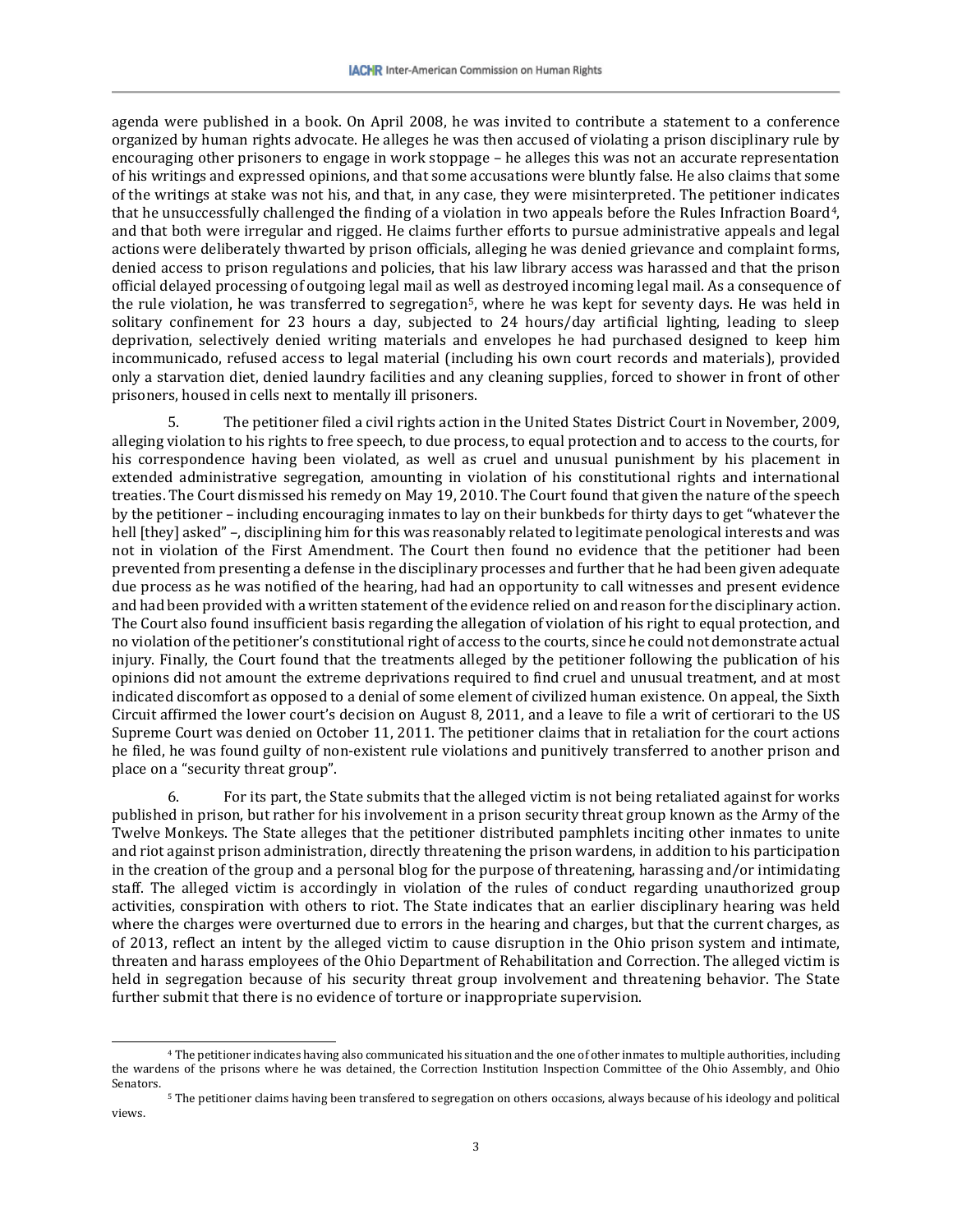agenda were published in a book. On April 2008, he was invited to contribute a statement to a conference organized by human rights advocate. He alleges he was then accused of violating a prison disciplinary rule by encouraging other prisoners to engage in work stoppage – he alleges this was not an accurate representation of his writings and expressed opinions, and that some accusations were bluntly false. He also claims that some of the writings at stake was not his, and that, in any case, they were misinterpreted. The petitioner indicates that he unsuccessfully challenged the finding of a violation in two appeals before the Rules Infraction Board[4], and that both were irregular and rigged. He claims further efforts to pursue administrative appeals and legal actions were deliberately thwarted by prison officials, alleging he was denied grievance and complaint forms, denied access to prison regulations and policies, that his law library access was harassed and that the prison official delayed processing of outgoing legal mail as well as destroyed incoming legal mail. As a consequence of the rule violation, he was transferred to segregation[5], where he was kept for seventy days. He was held in solitary confinement for 23 hours a day, subjected to 24 hours/day artificial lighting, leading to sleep deprivation, selectively denied writing materials and envelopes he had purchased designed to keep him incommunicado, refused access to legal material (including his own court records and materials), provided only a starvation diet, denied laundry facilities and any cleaning supplies, forced to shower in front of other prisoners, housed in cells next to mentally ill prisoners.

5. The petitioner filed a civil rights action in the United States District Court in November, 2009, alleging violation to his rights to free speech, to due process, to equal protection and to access to the courts, for his correspondence having been violated, as well as cruel and unusual punishment by his placement in extended administrative segregation, amounting in violation of his constitutional rights and international treaties. The Court dismissed his remedy on May 19, 2010. The Court found that given the nature of the speech by the petitioner – including encouraging inmates to lay on their bunkbeds for thirty days to get "whatever the hell [they] asked" –, disciplining him for this was reasonably related to legitimate penological interests and was not in violation of the First Amendment. The Court then found no evidence that the petitioner had been prevented from presenting a defense in the disciplinary processes and further that he had been given adequate due process as he was notified of the hearing, had had an opportunity to call witnesses and present evidence and had been provided with a written statement of the evidence relied on and reason for the disciplinary action. The Court also found insufficient basis regarding the allegation of violation of his right to equal protection, and no violation of the petitioner's constitutional right of access to the courts, since he could not demonstrate actual injury. Finally, the Court found that the treatments alleged by the petitioner following the publication of his opinions did not amount the extreme deprivations required to find cruel and unusual treatment, and at most indicated discomfort as opposed to a denial of some element of civilized human existence. On appeal, the Sixth Circuit affirmed the lower court's decision on August 8, 2011, and a leave to file a writ of certiorari to the US Supreme Court was denied on October 11, 2011. The petitioner claims that in retaliation for the court actions he filed, he was found guilty of non-existent rule violations and punitively transferred to another prison and place on a "security threat group".

6. For its part, the State submits that the alleged victim is not being retaliated against for works published in prison, but rather for his involvement in a prison security threat group known as the Army of the Twelve Monkeys. The State alleges that the petitioner distributed pamphlets inciting other inmates to unite and riot against prison administration, directly threatening the prison wardens, in addition to his participation in the creation of the group and a personal blog for the purpose of threatening, harassing and/or intimidating staff. The alleged victim is accordingly in violation of the rules of conduct regarding unauthorized group activities, conspiration with others to riot. The State indicates that an earlier disciplinary hearing was held where the charges were overturned due to errors in the hearing and charges, but that the current charges, as of 2013, reflect an intent by the alleged victim to cause disruption in the Ohio prison system and intimate, threaten and harass employees of the Ohio Department of Rehabilitation and Correction. The alleged victim is held in segregation because of his security threat group involvement and threatening behavior. The State further submit that there is no evidence of torture or inappropriate supervision.

---

[4] The petitioner indicates having also communicated his situation and the one of other inmates to multiple authorities, including the wardens of the prisons where he was detained, the Correction Institution Inspection Committee of the Ohio Assembly, and Ohio Senators.

[5] The petitioner claims having been transfered to segregation on others occasions, always because of his ideology and political views.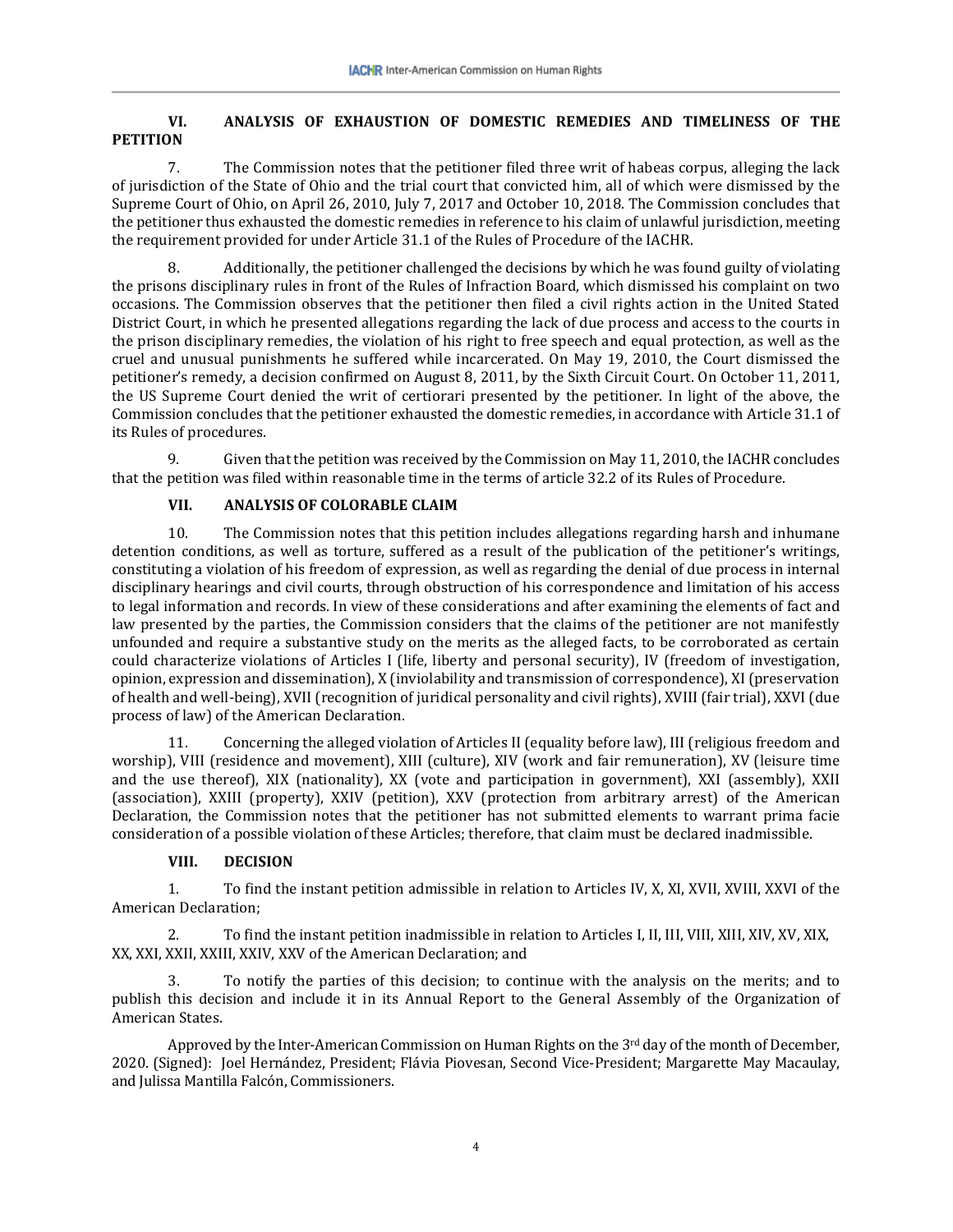### VI. ANALYSIS OF EXHAUSTION OF DOMESTIC REMEDIES AND TIMELINESS OF THE PETITION

7. The Commission notes that the petitioner filed three writ of habeas corpus, alleging the lack of jurisdiction of the State of Ohio and the trial court that convicted him, all of which were dismissed by the Supreme Court of Ohio, on April 26, 2010, July 7, 2017 and October 10, 2018. The Commission concludes that the petitioner thus exhausted the domestic remedies in reference to his claim of unlawful jurisdiction, meeting the requirement provided for under Article 31.1 of the Rules of Procedure of the IACHR.

8. Additionally, the petitioner challenged the decisions by which he was found guilty of violating the prisons disciplinary rules in front of the Rules of Infraction Board, which dismissed his complaint on two occasions. The Commission observes that the petitioner then filed a civil rights action in the United Stated District Court, in which he presented allegations regarding the lack of due process and access to the courts in the prison disciplinary remedies, the violation of his right to free speech and equal protection, as well as the cruel and unusual punishments he suffered while incarcerated. On May 19, 2010, the Court dismissed the petitioner's remedy, a decision confirmed on August 8, 2011, by the Sixth Circuit Court. On October 11, 2011, the US Supreme Court denied the writ of certiorari presented by the petitioner. In light of the above, the Commission concludes that the petitioner exhausted the domestic remedies, in accordance with Article 31.1 of its Rules of procedures.

9. Given that the petition was received by the Commission on May 11, 2010, the IACHR concludes that the petition was filed within reasonable time in the terms of article 32.2 of its Rules of Procedure.

### VII. ANALYSIS OF COLORABLE CLAIM

10. The Commission notes that this petition includes allegations regarding harsh and inhumane detention conditions, as well as torture, suffered as a result of the publication of the petitioner's writings, constituting a violation of his freedom of expression, as well as regarding the denial of due process in internal disciplinary hearings and civil courts, through obstruction of his correspondence and limitation of his access to legal information and records. In view of these considerations and after examining the elements of fact and law presented by the parties, the Commission considers that the claims of the petitioner are not manifestly unfounded and require a substantive study on the merits as the alleged facts, to be corroborated as certain could characterize violations of Articles I (life, liberty and personal security), IV (freedom of investigation, opinion, expression and dissemination), X (inviolability and transmission of correspondence), XI (preservation of health and well-being), XVII (recognition of juridical personality and civil rights), XVIII (fair trial), XXVI (due process of law) of the American Declaration.

11. Concerning the alleged violation of Articles II (equality before law), III (religious freedom and worship), VIII (residence and movement), XIII (culture), XIV (work and fair remuneration), XV (leisure time and the use thereof), XIX (nationality), XX (vote and participation in government), XXI (assembly), XXII (association), XXIII (property), XXIV (petition), XXV (protection from arbitrary arrest) of the American Declaration, the Commission notes that the petitioner has not submitted elements to warrant prima facie consideration of a possible violation of these Articles; therefore, that claim must be declared inadmissible.

### VIII. DECISION

1. To find the instant petition admissible in relation to Articles IV, X, XI, XVII, XVIII, XXVI of the American Declaration;

2. To find the instant petition inadmissible in relation to Articles I, II, III, VIII, XIII, XIV, XV, XIX, XX, XXI, XXII, XXIII, XXIV, XXV of the American Declaration; and

3. To notify the parties of this decision; to continue with the analysis on the merits; and to publish this decision and include it in its Annual Report to the General Assembly of the Organization of American States.

Approved by the Inter-American Commission on Human Rights on the 3rd day of the month of December, 2020. (Signed): Joel Hernández, President; Flávia Piovesan, Second Vice-President; Margarette May Macaulay, and Julissa Mantilla Falcón, Commissioners.